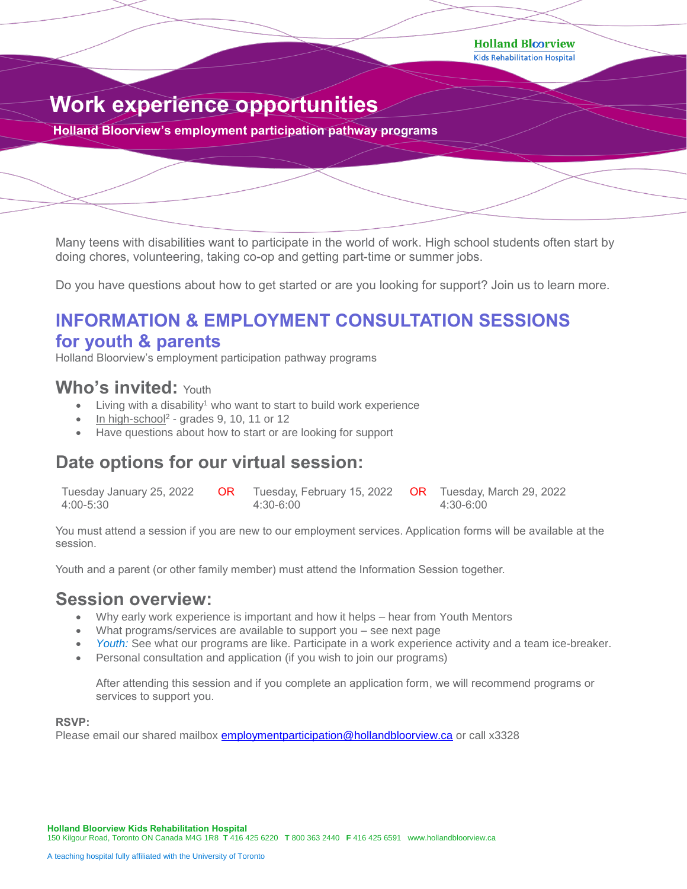Holland Bloorview
Kids Rehabilitation Hospital

# Work experience opportunities

**Holland Bloorview's employment participation pathway programs**

Many teens with disabilities want to participate in the world of work. High school students often start by doing chores, volunteering, taking co-op and getting part-time or summer jobs.

Do you have questions about how to get started or are you looking for support? Join us to learn more.

## INFORMATION & EMPLOYMENT CONSULTATION SESSIONS for youth & parents

Holland Bloorview's employment participation pathway programs

## Who's invited: Youth

- Living with a disability[1] who want to start to build work experience
- In high-school[2] - grades 9, 10, 11 or 12
- Have questions about how to start or are looking for support

## Date options for our virtual session:

Tuesday January 25, 2022 4:00-5:30 OR Tuesday, February 15, 2022 4:30-6:00 OR Tuesday, March 29, 2022 4:30-6:00

You must attend a session if you are new to our employment services. Application forms will be available at the session.

Youth and a parent (or other family member) must attend the Information Session together.

## Session overview:

- Why early work experience is important and how it helps – hear from Youth Mentors
- What programs/services are available to support you – see next page
- *Youth:* See what our programs are like. Participate in a work experience activity and a team ice-breaker.
- Personal consultation and application (if you wish to join our programs)

  After attending this session and if you complete an application form, we will recommend programs or services to support you.

**RSVP:**
Please email our shared mailbox employmentparticipation@hollandbloorview.ca or call x3328

**Holland Bloorview Kids Rehabilitation Hospital**
150 Kilgour Road, Toronto ON Canada M4G 1R8 **T** 416 425 6220 **T** 800 363 2440 **F** 416 425 6591 www.hollandbloorview.ca

A teaching hospital fully affiliated with the University of Toronto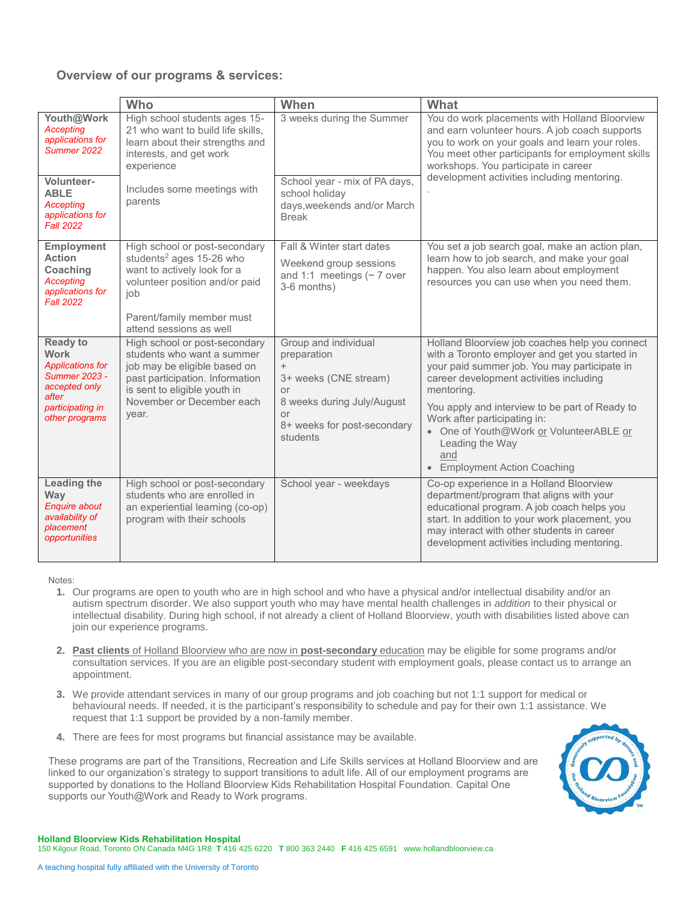## Overview of our programs & services:

| | Who | When | What |
|---|---|---|---|
| **Youth@Work** *Accepting applications for Summer 2022* | High school students ages 15-21 who want to build life skills, learn about their strengths and interests, and get work experience<br><br>Includes some meetings with parents | 3 weeks during the Summer | You do work placements with Holland Bloorview and earn volunteer hours. A job coach supports you to work on your goals and learn your roles. You meet other participants for employment skills workshops. You participate in career development activities including mentoring. |
| **Volunteer-ABLE** *Accepting applications for Fall 2022* | | School year - mix of PA days, school holiday days,weekends and/or March Break | . |
| **Employment Action Coaching** *Accepting applications for Fall 2022* | High school or post-secondary students[2] ages 15-26 who want to actively look for a volunteer position and/or paid job<br><br>Parent/family member must attend sessions as well | Fall & Winter start dates<br><br>Weekend group sessions and 1:1 meetings (~ 7 over 3-6 months) | You set a job search goal, make an action plan, learn how to job search, and make your goal happen. You also learn about employment resources you can use when you need them. |
| **Ready to Work** *Applications for Summer 2023 - accepted only after participating in other programs* | High school or post-secondary students who want a summer job may be eligible based on past participation. Information is sent to eligible youth in November or December each year. | Group and individual preparation<br>+<br>3+ weeks (CNE stream)<br>or<br>8 weeks during July/August<br>or<br>8+ weeks for post-secondary students | Holland Bloorview job coaches help you connect with a Toronto employer and get you started in your paid summer job. You may participate in career development activities including mentoring.<br><br>You apply and interview to be part of Ready to Work after participating in:<br>• One of Youth@Work or VolunteerABLE or Leading the Way<br>and<br>• Employment Action Coaching |
| **Leading the Way** *Enquire about availability of placement opportunities* | High school or post-secondary students who are enrolled in an experiential learning (co-op) program with their schools | School year - weekdays | Co-op experience in a Holland Bloorview department/program that aligns with your educational program. A job coach helps you start. In addition to your work placement, you may interact with other students in career development activities including mentoring. |

Notes:

1. Our programs are open to youth who are in high school and who have a physical and/or intellectual disability and/or an autism spectrum disorder. We also support youth who may have mental health challenges in *addition* to their physical or intellectual disability. During high school, if not already a client of Holland Bloorview, youth with disabilities listed above can join our experience programs.

2. **Past clients** of Holland Bloorview who are now in **post-secondary** education may be eligible for some programs and/or consultation services. If you are an eligible post-secondary student with employment goals, please contact us to arrange an appointment.

3. We provide attendant services in many of our group programs and job coaching but not 1:1 support for medical or behavioural needs. If needed, it is the participant's responsibility to schedule and pay for their own 1:1 assistance. We request that 1:1 support be provided by a non-family member.

4. There are fees for most programs but financial assistance may be available.

These programs are part of the Transitions, Recreation and Life Skills services at Holland Bloorview and are linked to our organization's strategy to support transitions to adult life. All of our employment programs are supported by donations to the Holland Bloorview Kids Rehabilitation Hospital Foundation. Capital One supports our Youth@Work and Ready to Work programs.

Generously supported by donors and the Holland Bloorview Foundation™

**Holland Bloorview Kids Rehabilitation Hospital**
150 Kilgour Road, Toronto ON Canada M4G 1R8 **T** 416 425 6220 **T** 800 363 2440 **F** 416 425 6591 www.hollandbloorview.ca

A teaching hospital fully affiliated with the University of Toronto